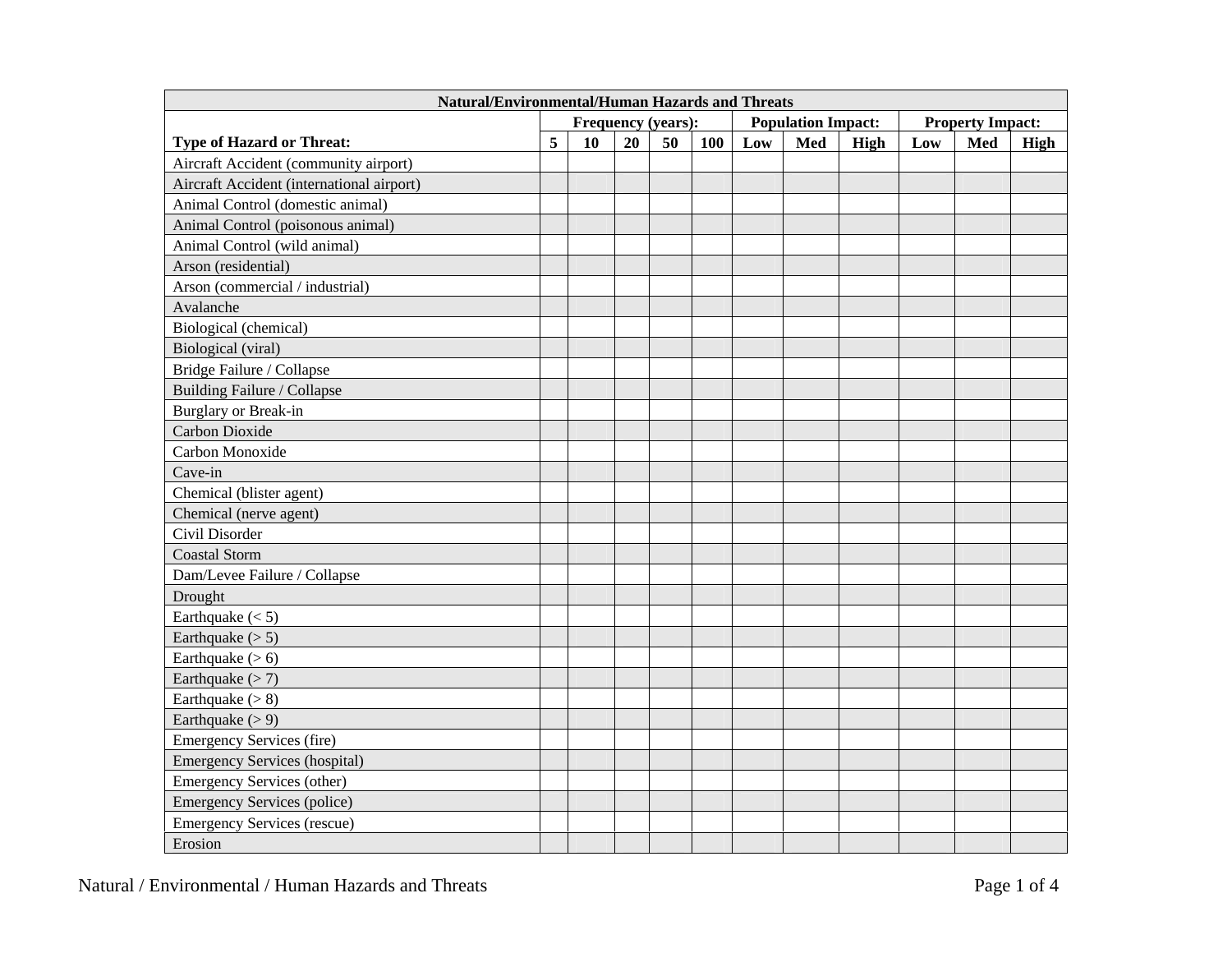| Natural/Environmental/Human Hazards and Threats | | | | | | | | | | | |
|---|---|---|---|---|---|---|---|---|---|---|---|
| | Frequency (years): | | | | | Population Impact: | | | Property Impact: | | |
| **Type of Hazard or Threat:** | **5** | **10** | **20** | **50** | **100** | **Low** | **Med** | **High** | **Low** | **Med** | **High** |
| Aircraft Accident (community airport) | | | | | | | | | | | |
| Aircraft Accident (international airport) | | | | | | | | | | | |
| Animal Control (domestic animal) | | | | | | | | | | | |
| Animal Control (poisonous animal) | | | | | | | | | | | |
| Animal Control (wild animal) | | | | | | | | | | | |
| Arson (residential) | | | | | | | | | | | |
| Arson (commercial / industrial) | | | | | | | | | | | |
| Avalanche | | | | | | | | | | | |
| Biological (chemical) | | | | | | | | | | | |
| Biological (viral) | | | | | | | | | | | |
| Bridge Failure / Collapse | | | | | | | | | | | |
| Building Failure / Collapse | | | | | | | | | | | |
| Burglary or Break-in | | | | | | | | | | | |
| Carbon Dioxide | | | | | | | | | | | |
| Carbon Monoxide | | | | | | | | | | | |
| Cave-in | | | | | | | | | | | |
| Chemical (blister agent) | | | | | | | | | | | |
| Chemical (nerve agent) | | | | | | | | | | | |
| Civil Disorder | | | | | | | | | | | |
| Coastal Storm | | | | | | | | | | | |
| Dam/Levee Failure / Collapse | | | | | | | | | | | |
| Drought | | | | | | | | | | | |
| Earthquake (< 5) | | | | | | | | | | | |
| Earthquake (> 5) | | | | | | | | | | | |
| Earthquake (> 6) | | | | | | | | | | | |
| Earthquake (> 7) | | | | | | | | | | | |
| Earthquake (> 8) | | | | | | | | | | | |
| Earthquake (> 9) | | | | | | | | | | | |
| Emergency Services (fire) | | | | | | | | | | | |
| Emergency Services (hospital) | | | | | | | | | | | |
| Emergency Services (other) | | | | | | | | | | | |
| Emergency Services (police) | | | | | | | | | | | |
| Emergency Services (rescue) | | | | | | | | | | | |
| Erosion | | | | | | | | | | | |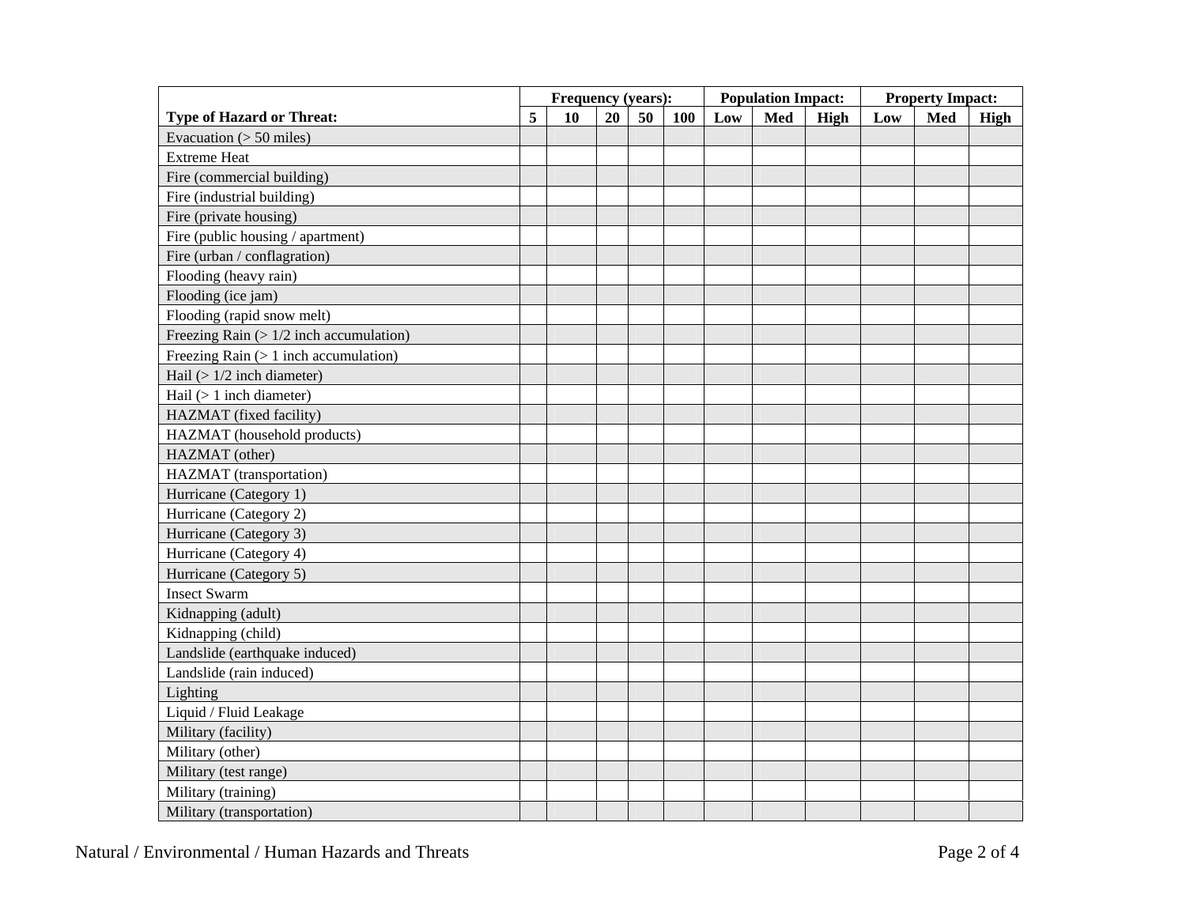| Type of Hazard or Threat: | Frequency (years): | | | | | Population Impact: | | | Property Impact: | | |
|---|---|---|---|---|---|---|---|---|---|---|---|
| | 5 | 10 | 20 | 50 | 100 | Low | Med | High | Low | Med | High |
| Evacuation (> 50 miles) | | | | | | | | | | | |
| Extreme Heat | | | | | | | | | | | |
| Fire (commercial building) | | | | | | | | | | | |
| Fire (industrial building) | | | | | | | | | | | |
| Fire (private housing) | | | | | | | | | | | |
| Fire (public housing / apartment) | | | | | | | | | | | |
| Fire (urban / conflagration) | | | | | | | | | | | |
| Flooding (heavy rain) | | | | | | | | | | | |
| Flooding (ice jam) | | | | | | | | | | | |
| Flooding (rapid snow melt) | | | | | | | | | | | |
| Freezing Rain (> 1/2 inch accumulation) | | | | | | | | | | | |
| Freezing Rain (> 1 inch accumulation) | | | | | | | | | | | |
| Hail (> 1/2 inch diameter) | | | | | | | | | | | |
| Hail (> 1 inch diameter) | | | | | | | | | | | |
| HAZMAT (fixed facility) | | | | | | | | | | | |
| HAZMAT (household products) | | | | | | | | | | | |
| HAZMAT (other) | | | | | | | | | | | |
| HAZMAT (transportation) | | | | | | | | | | | |
| Hurricane (Category 1) | | | | | | | | | | | |
| Hurricane (Category 2) | | | | | | | | | | | |
| Hurricane (Category 3) | | | | | | | | | | | |
| Hurricane (Category 4) | | | | | | | | | | | |
| Hurricane (Category 5) | | | | | | | | | | | |
| Insect Swarm | | | | | | | | | | | |
| Kidnapping (adult) | | | | | | | | | | | |
| Kidnapping (child) | | | | | | | | | | | |
| Landslide (earthquake induced) | | | | | | | | | | | |
| Landslide (rain induced) | | | | | | | | | | | |
| Lighting | | | | | | | | | | | |
| Liquid / Fluid Leakage | | | | | | | | | | | |
| Military (facility) | | | | | | | | | | | |
| Military (other) | | | | | | | | | | | |
| Military (test range) | | | | | | | | | | | |
| Military (training) | | | | | | | | | | | |
| Military (transportation) | | | | | | | | | | | |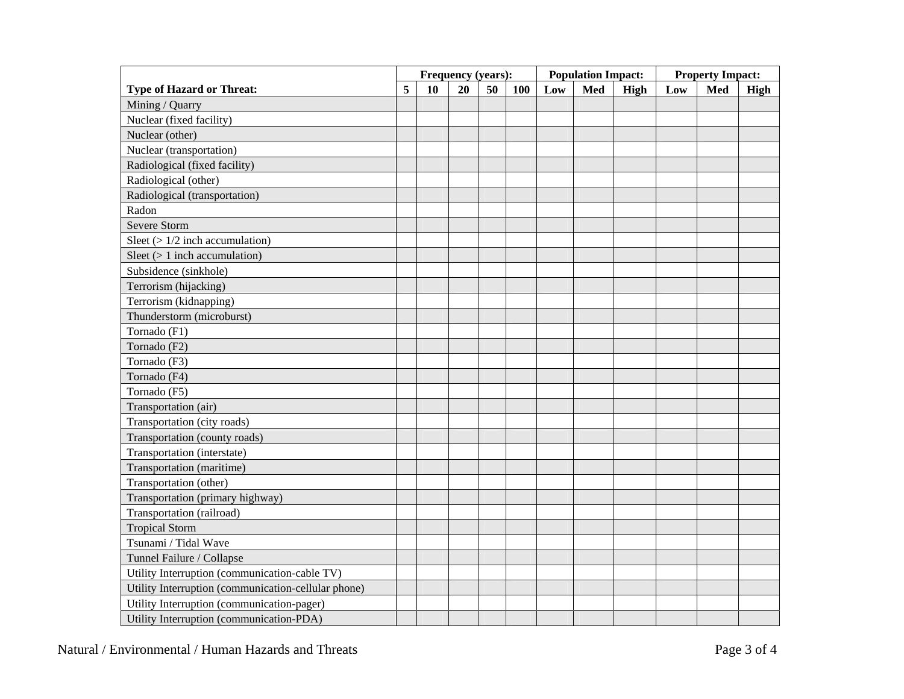| Type of Hazard or Threat: | Frequency (years): | | | | | Population Impact: | | | Property Impact: | | |
|---|---|---|---|---|---|---|---|---|---|---|---|
| | 5 | 10 | 20 | 50 | 100 | Low | Med | High | Low | Med | High |
| Mining / Quarry | | | | | | | | | | | |
| Nuclear (fixed facility) | | | | | | | | | | | |
| Nuclear (other) | | | | | | | | | | | |
| Nuclear (transportation) | | | | | | | | | | | |
| Radiological (fixed facility) | | | | | | | | | | | |
| Radiological (other) | | | | | | | | | | | |
| Radiological (transportation) | | | | | | | | | | | |
| Radon | | | | | | | | | | | |
| Severe Storm | | | | | | | | | | | |
| Sleet (> 1/2 inch accumulation) | | | | | | | | | | | |
| Sleet (> 1 inch accumulation) | | | | | | | | | | | |
| Subsidence (sinkhole) | | | | | | | | | | | |
| Terrorism (hijacking) | | | | | | | | | | | |
| Terrorism (kidnapping) | | | | | | | | | | | |
| Thunderstorm (microburst) | | | | | | | | | | | |
| Tornado (F1) | | | | | | | | | | | |
| Tornado (F2) | | | | | | | | | | | |
| Tornado (F3) | | | | | | | | | | | |
| Tornado (F4) | | | | | | | | | | | |
| Tornado (F5) | | | | | | | | | | | |
| Transportation (air) | | | | | | | | | | | |
| Transportation (city roads) | | | | | | | | | | | |
| Transportation (county roads) | | | | | | | | | | | |
| Transportation (interstate) | | | | | | | | | | | |
| Transportation (maritime) | | | | | | | | | | | |
| Transportation (other) | | | | | | | | | | | |
| Transportation (primary highway) | | | | | | | | | | | |
| Transportation (railroad) | | | | | | | | | | | |
| Tropical Storm | | | | | | | | | | | |
| Tsunami / Tidal Wave | | | | | | | | | | | |
| Tunnel Failure / Collapse | | | | | | | | | | | |
| Utility Interruption (communication-cable TV) | | | | | | | | | | | |
| Utility Interruption (communication-cellular phone) | | | | | | | | | | | |
| Utility Interruption (communication-pager) | | | | | | | | | | | |
| Utility Interruption (communication-PDA) | | | | | | | | | | | |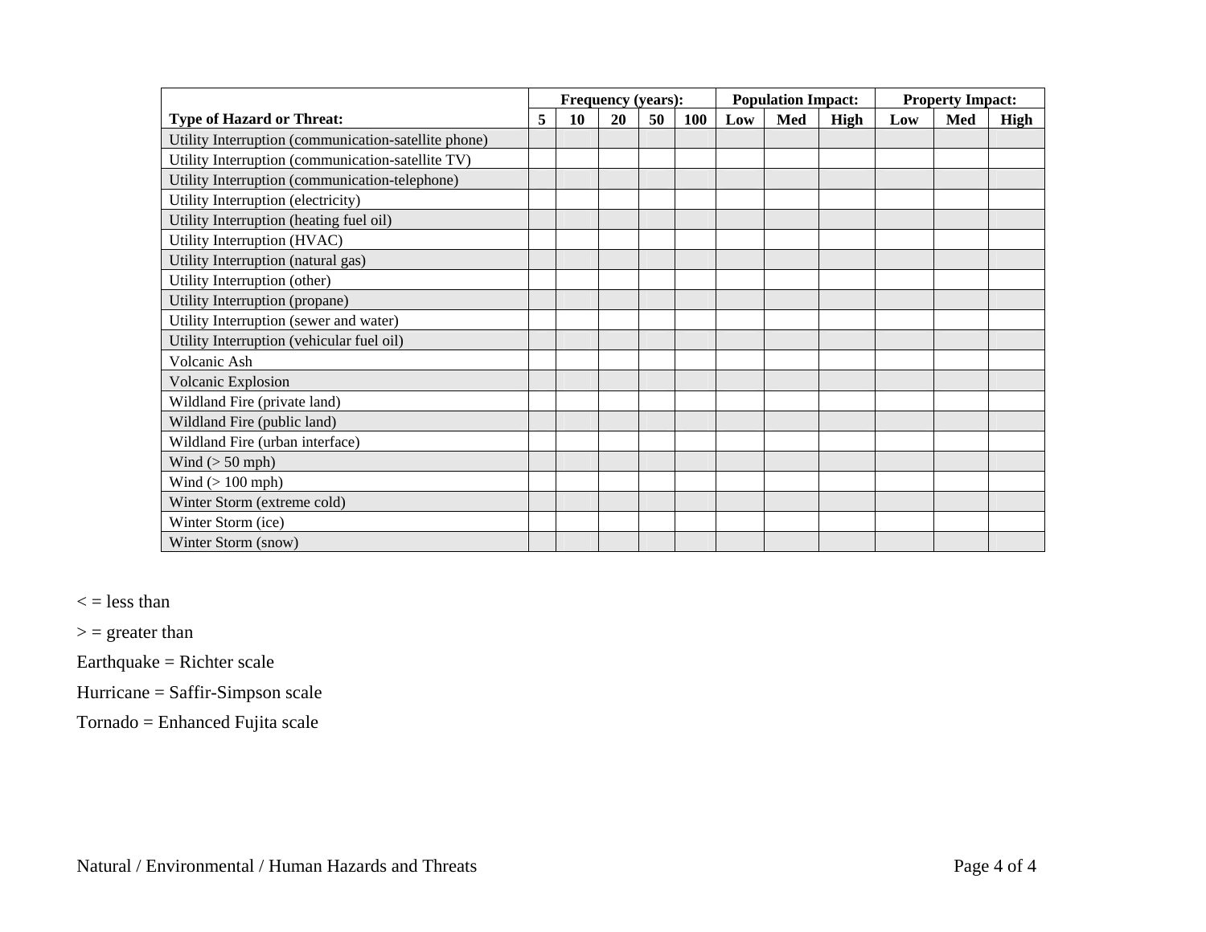| | Frequency (years): | | | | | Population Impact: | | | Property Impact: | | |
|---|---|---|---|---|---|---|---|---|---|---|---|
| **Type of Hazard or Threat:** | **5** | **10** | **20** | **50** | **100** | **Low** | **Med** | **High** | **Low** | **Med** | **High** |
| Utility Interruption (communication-satellite phone) | | | | | | | | | | | |
| Utility Interruption (communication-satellite TV) | | | | | | | | | | | |
| Utility Interruption (communication-telephone) | | | | | | | | | | | |
| Utility Interruption (electricity) | | | | | | | | | | | |
| Utility Interruption (heating fuel oil) | | | | | | | | | | | |
| Utility Interruption (HVAC) | | | | | | | | | | | |
| Utility Interruption (natural gas) | | | | | | | | | | | |
| Utility Interruption (other) | | | | | | | | | | | |
| Utility Interruption (propane) | | | | | | | | | | | |
| Utility Interruption (sewer and water) | | | | | | | | | | | |
| Utility Interruption (vehicular fuel oil) | | | | | | | | | | | |
| Volcanic Ash | | | | | | | | | | | |
| Volcanic Explosion | | | | | | | | | | | |
| Wildland Fire (private land) | | | | | | | | | | | |
| Wildland Fire (public land) | | | | | | | | | | | |
| Wildland Fire (urban interface) | | | | | | | | | | | |
| Wind (> 50 mph) | | | | | | | | | | | |
| Wind (> 100 mph) | | | | | | | | | | | |
| Winter Storm (extreme cold) | | | | | | | | | | | |
| Winter Storm (ice) | | | | | | | | | | | |
| Winter Storm (snow) | | | | | | | | | | | |

< = less than

> = greater than

Earthquake = Richter scale

Hurricane = Saffir-Simpson scale

Tornado = Enhanced Fujita scale